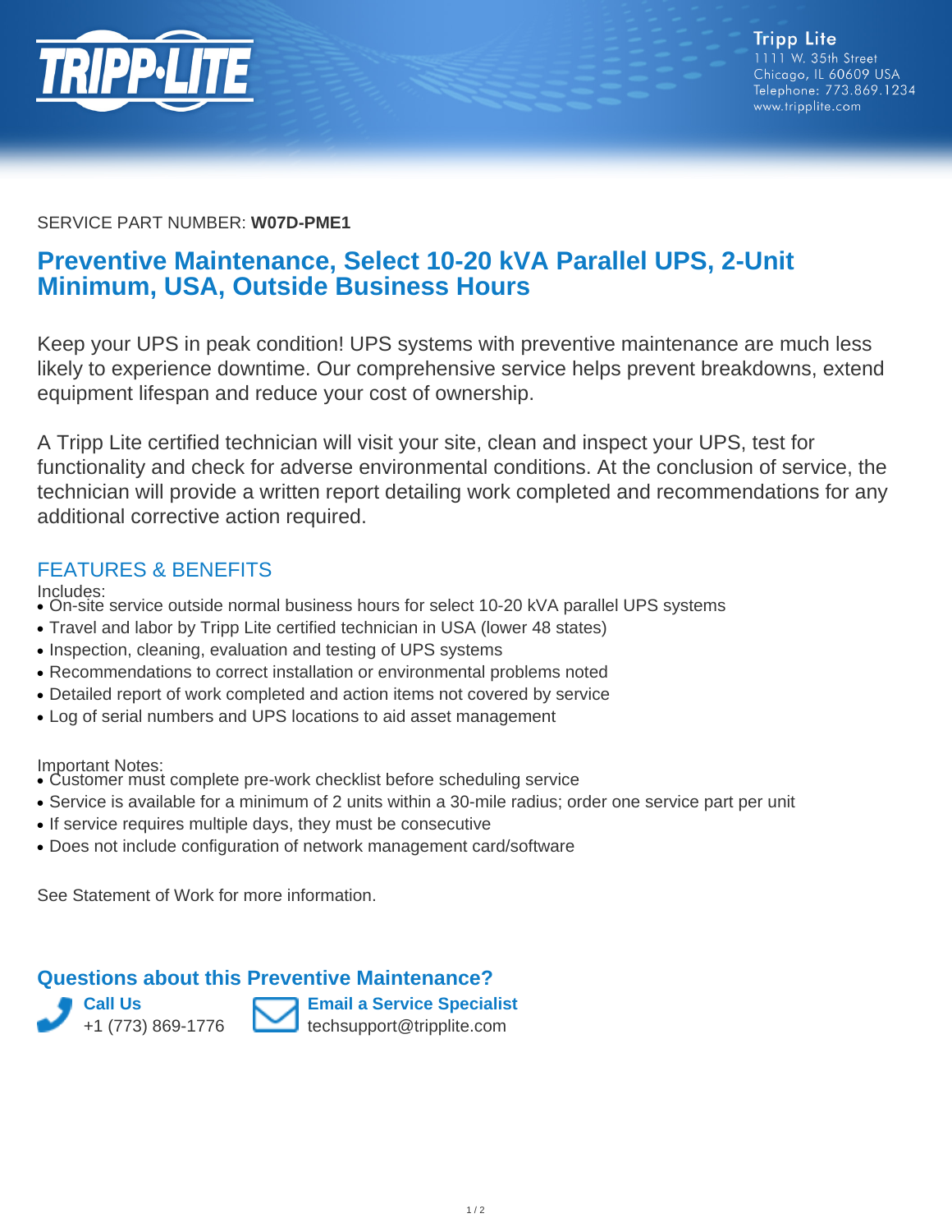Tripp Lite
1111 W. 35th Street
Chicago, IL 60609 USA
Telephone: 773.869.1234
www.tripplite.com

SERVICE PART NUMBER: **W07D-PME1**

# Preventive Maintenance, Select 10-20 kVA Parallel UPS, 2-Unit Minimum, USA, Outside Business Hours

Keep your UPS in peak condition! UPS systems with preventive maintenance are much less likely to experience downtime. Our comprehensive service helps prevent breakdowns, extend equipment lifespan and reduce your cost of ownership.

A Tripp Lite certified technician will visit your site, clean and inspect your UPS, test for functionality and check for adverse environmental conditions. At the conclusion of service, the technician will provide a written report detailing work completed and recommendations for any additional corrective action required.

## FEATURES & BENEFITS

Includes:

- On-site service outside normal business hours for select 10-20 kVA parallel UPS systems
- Travel and labor by Tripp Lite certified technician in USA (lower 48 states)
- Inspection, cleaning, evaluation and testing of UPS systems
- Recommendations to correct installation or environmental problems noted
- Detailed report of work completed and action items not covered by service
- Log of serial numbers and UPS locations to aid asset management

Important Notes:

- Customer must complete pre-work checklist before scheduling service
- Service is available for a minimum of 2 units within a 30-mile radius; order one service part per unit
- If service requires multiple days, they must be consecutive
- Does not include configuration of network management card/software

See Statement of Work for more information.

## Questions about this Preventive Maintenance?

**Call Us**
+1 (773) 869-1776

**Email a Service Specialist**
techsupport@tripplite.com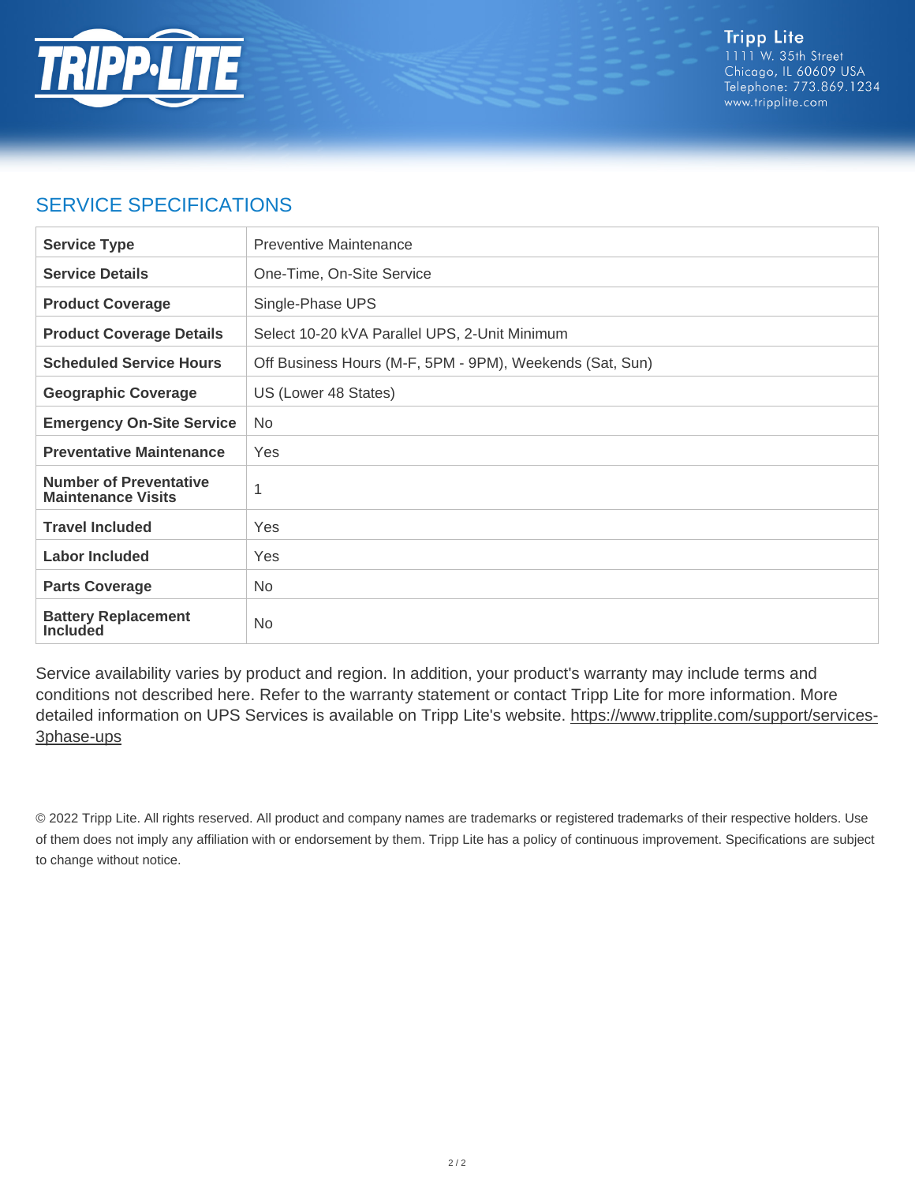Tripp Lite
1111 W. 35th Street
Chicago, IL 60609 USA
Telephone: 773.869.1234
www.tripplite.com

## SERVICE SPECIFICATIONS

| | |
|---|---|
| **Service Type** | Preventive Maintenance |
| **Service Details** | One-Time, On-Site Service |
| **Product Coverage** | Single-Phase UPS |
| **Product Coverage Details** | Select 10-20 kVA Parallel UPS, 2-Unit Minimum |
| **Scheduled Service Hours** | Off Business Hours (M-F, 5PM - 9PM), Weekends (Sat, Sun) |
| **Geographic Coverage** | US (Lower 48 States) |
| **Emergency On-Site Service** | No |
| **Preventative Maintenance** | Yes |
| **Number of Preventative Maintenance Visits** | 1 |
| **Travel Included** | Yes |
| **Labor Included** | Yes |
| **Parts Coverage** | No |
| **Battery Replacement Included** | No |

Service availability varies by product and region. In addition, your product's warranty may include terms and conditions not described here. Refer to the warranty statement or contact Tripp Lite for more information. More detailed information on UPS Services is available on Tripp Lite's website. https://www.tripplite.com/support/services-3phase-ups

© 2022 Tripp Lite. All rights reserved. All product and company names are trademarks or registered trademarks of their respective holders. Use of them does not imply any affiliation with or endorsement by them. Tripp Lite has a policy of continuous improvement. Specifications are subject to change without notice.